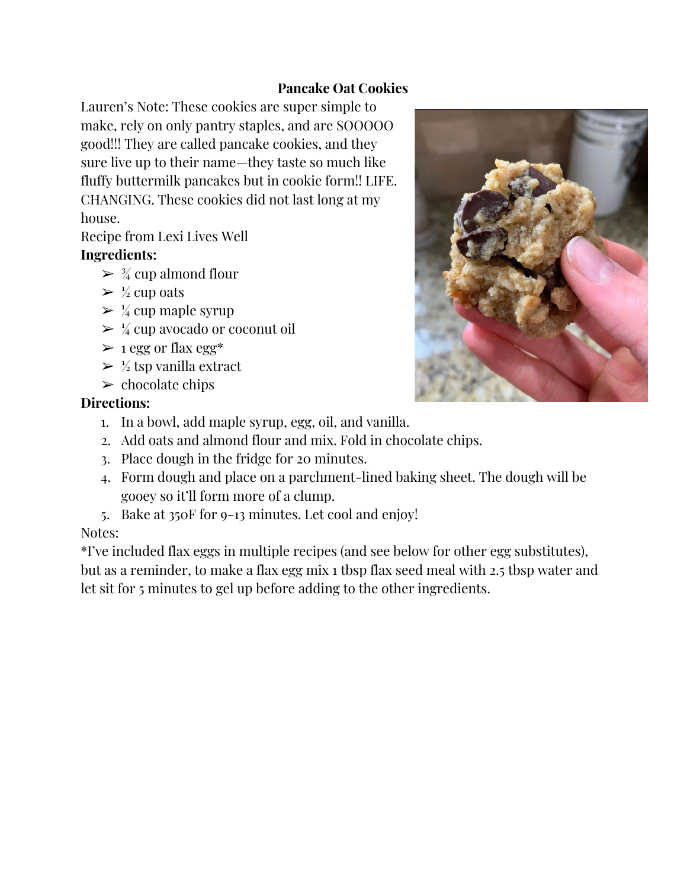# Pancake Oat Cookies

Lauren's Note: These cookies are super simple to make, rely on only pantry staples, and are SOOOOO good!!! They are called pancake cookies, and they sure live up to their name—they taste so much like fluffy buttermilk pancakes but in cookie form!! LIFE. CHANGING. These cookies did not last long at my house.

Recipe from Lexi Lives Well

**Ingredients:**

- ¾ cup almond flour
- ½ cup oats
- ¼ cup maple syrup
- ¼ cup avocado or coconut oil
- 1 egg or flax egg*
- ½ tsp vanilla extract
- chocolate chips

**Directions:**

1. In a bowl, add maple syrup, egg, oil, and vanilla.
2. Add oats and almond flour and mix. Fold in chocolate chips.
3. Place dough in the fridge for 20 minutes.
4. Form dough and place on a parchment-lined baking sheet. The dough will be gooey so it'll form more of a clump.
5. Bake at 350F for 9-13 minutes. Let cool and enjoy!

Notes:

*I've included flax eggs in multiple recipes (and see below for other egg substitutes), but as a reminder, to make a flax egg mix 1 tbsp flax seed meal with 2.5 tbsp water and let sit for 5 minutes to gel up before adding to the other ingredients.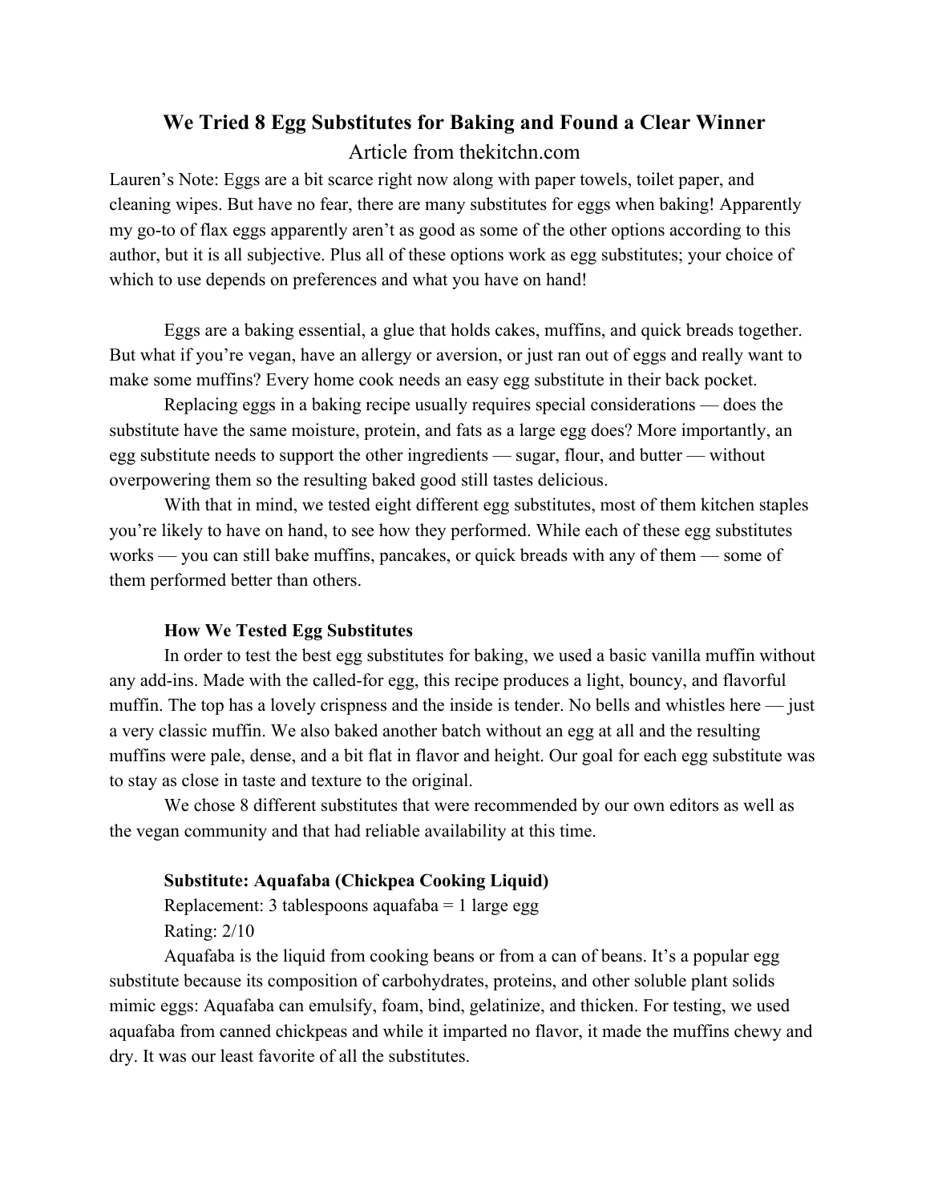# We Tried 8 Egg Substitutes for Baking and Found a Clear Winner

Article from thekitchn.com

Lauren's Note: Eggs are a bit scarce right now along with paper towels, toilet paper, and cleaning wipes. But have no fear, there are many substitutes for eggs when baking! Apparently my go-to of flax eggs apparently aren't as good as some of the other options according to this author, but it is all subjective. Plus all of these options work as egg substitutes; your choice of which to use depends on preferences and what you have on hand!

Eggs are a baking essential, a glue that holds cakes, muffins, and quick breads together. But what if you're vegan, have an allergy or aversion, or just ran out of eggs and really want to make some muffins? Every home cook needs an easy egg substitute in their back pocket.

Replacing eggs in a baking recipe usually requires special considerations — does the substitute have the same moisture, protein, and fats as a large egg does? More importantly, an egg substitute needs to support the other ingredients — sugar, flour, and butter — without overpowering them so the resulting baked good still tastes delicious.

With that in mind, we tested eight different egg substitutes, most of them kitchen staples you're likely to have on hand, to see how they performed. While each of these egg substitutes works — you can still bake muffins, pancakes, or quick breads with any of them — some of them performed better than others.

**How We Tested Egg Substitutes**

In order to test the best egg substitutes for baking, we used a basic vanilla muffin without any add-ins. Made with the called-for egg, this recipe produces a light, bouncy, and flavorful muffin. The top has a lovely crispness and the inside is tender. No bells and whistles here — just a very classic muffin. We also baked another batch without an egg at all and the resulting muffins were pale, dense, and a bit flat in flavor and height. Our goal for each egg substitute was to stay as close in taste and texture to the original.

We chose 8 different substitutes that were recommended by our own editors as well as the vegan community and that had reliable availability at this time.

**Substitute: Aquafaba (Chickpea Cooking Liquid)**

Replacement: 3 tablespoons aquafaba = 1 large egg

Rating: 2/10

Aquafaba is the liquid from cooking beans or from a can of beans. It's a popular egg substitute because its composition of carbohydrates, proteins, and other soluble plant solids mimic eggs: Aquafaba can emulsify, foam, bind, gelatinize, and thicken. For testing, we used aquafaba from canned chickpeas and while it imparted no flavor, it made the muffins chewy and dry. It was our least favorite of all the substitutes.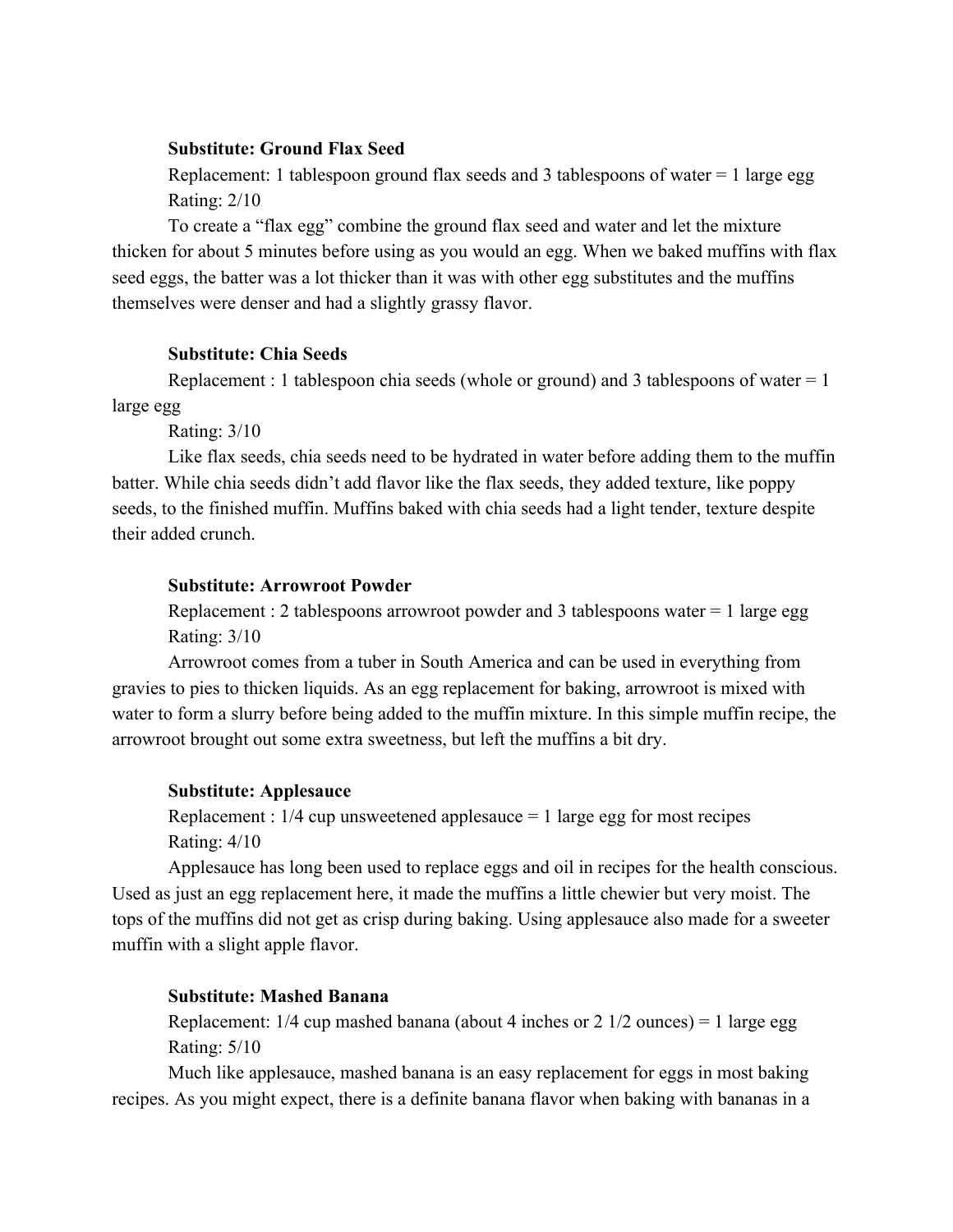**Substitute: Ground Flax Seed**

Replacement: 1 tablespoon ground flax seeds and 3 tablespoons of water = 1 large egg

Rating: 2/10

To create a "flax egg" combine the ground flax seed and water and let the mixture thicken for about 5 minutes before using as you would an egg. When we baked muffins with flax seed eggs, the batter was a lot thicker than it was with other egg substitutes and the muffins themselves were denser and had a slightly grassy flavor.

**Substitute: Chia Seeds**

Replacement : 1 tablespoon chia seeds (whole or ground) and 3 tablespoons of water = 1 large egg

Rating: 3/10

Like flax seeds, chia seeds need to be hydrated in water before adding them to the muffin batter. While chia seeds didn't add flavor like the flax seeds, they added texture, like poppy seeds, to the finished muffin. Muffins baked with chia seeds had a light tender, texture despite their added crunch.

**Substitute: Arrowroot Powder**

Replacement : 2 tablespoons arrowroot powder and 3 tablespoons water = 1 large egg

Rating: 3/10

Arrowroot comes from a tuber in South America and can be used in everything from gravies to pies to thicken liquids. As an egg replacement for baking, arrowroot is mixed with water to form a slurry before being added to the muffin mixture. In this simple muffin recipe, the arrowroot brought out some extra sweetness, but left the muffins a bit dry.

**Substitute: Applesauce**

Replacement : 1/4 cup unsweetened applesauce = 1 large egg for most recipes

Rating: 4/10

Applesauce has long been used to replace eggs and oil in recipes for the health conscious. Used as just an egg replacement here, it made the muffins a little chewier but very moist. The tops of the muffins did not get as crisp during baking. Using applesauce also made for a sweeter muffin with a slight apple flavor.

**Substitute: Mashed Banana**

Replacement: 1/4 cup mashed banana (about 4 inches or 2 1/2 ounces) = 1 large egg

Rating: 5/10

Much like applesauce, mashed banana is an easy replacement for eggs in most baking recipes. As you might expect, there is a definite banana flavor when baking with bananas in a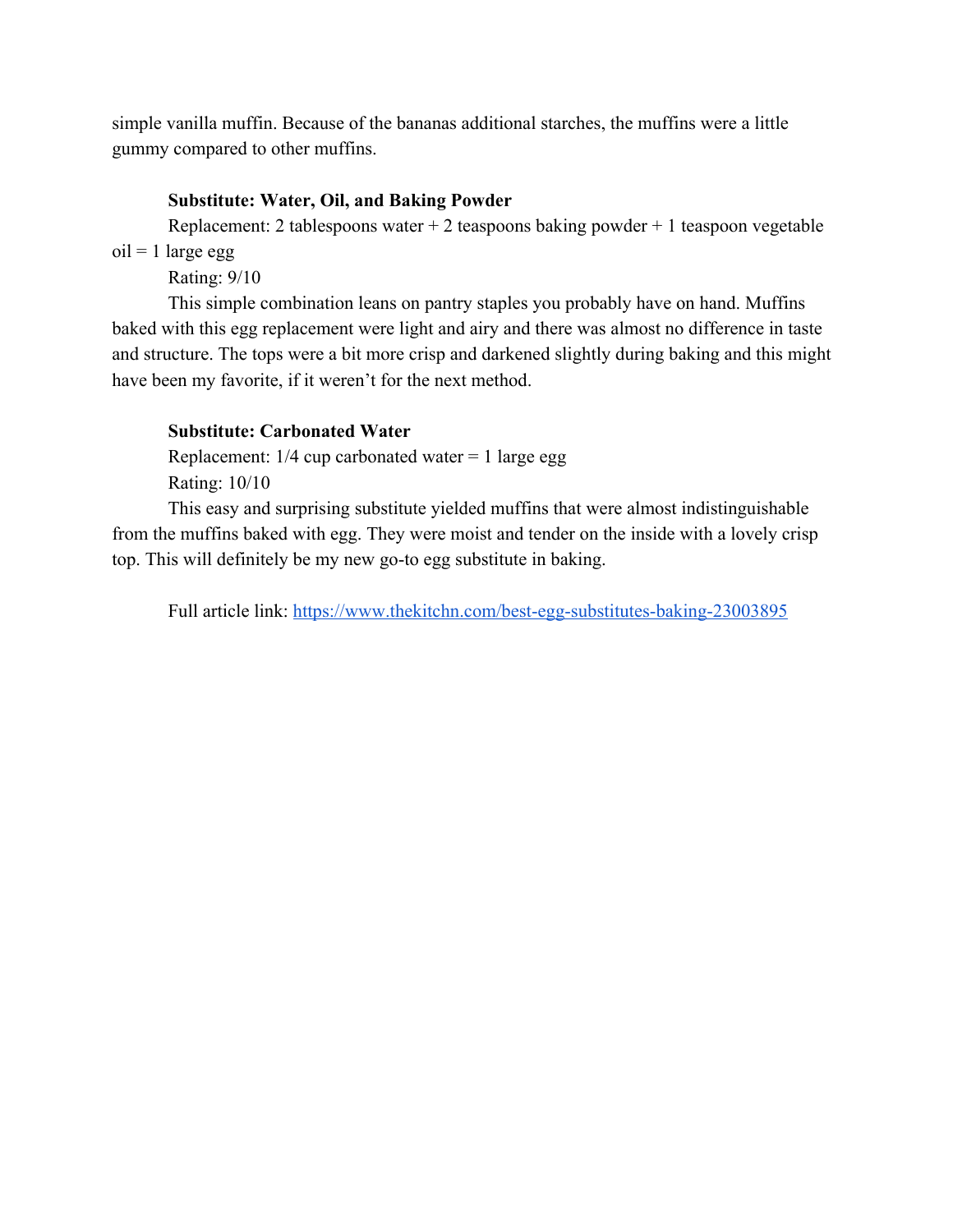simple vanilla muffin. Because of the bananas additional starches, the muffins were a little gummy compared to other muffins.

**Substitute: Water, Oil, and Baking Powder**

Replacement: 2 tablespoons water + 2 teaspoons baking powder + 1 teaspoon vegetable oil = 1 large egg

Rating: 9/10

This simple combination leans on pantry staples you probably have on hand. Muffins baked with this egg replacement were light and airy and there was almost no difference in taste and structure. The tops were a bit more crisp and darkened slightly during baking and this might have been my favorite, if it weren't for the next method.

**Substitute: Carbonated Water**

Replacement: 1/4 cup carbonated water = 1 large egg

Rating: 10/10

This easy and surprising substitute yielded muffins that were almost indistinguishable from the muffins baked with egg. They were moist and tender on the inside with a lovely crisp top. This will definitely be my new go-to egg substitute in baking.

Full article link: [https://www.thekitchn.com/best-egg-substitutes-baking-23003895](https://www.thekitchn.com/best-egg-substitutes-baking-23003895)